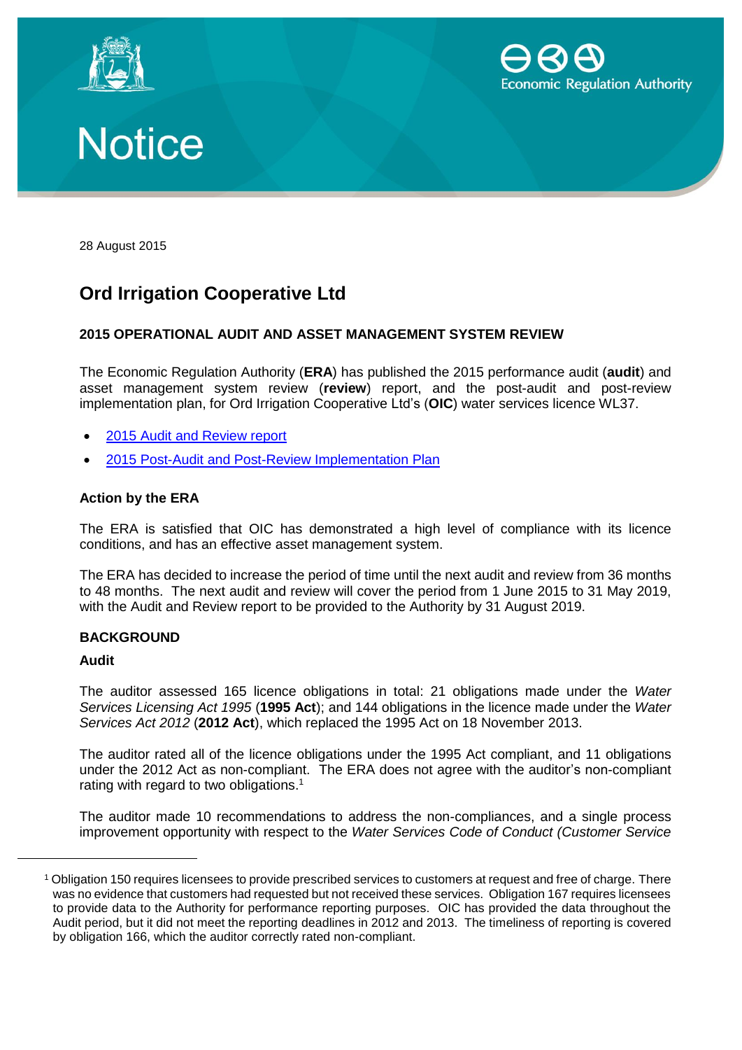Economic Regulation Authority

# Notice

28 August 2015

## Ord Irrigation Cooperative Ltd

### 2015 OPERATIONAL AUDIT AND ASSET MANAGEMENT SYSTEM REVIEW

The Economic Regulation Authority (**ERA**) has published the 2015 performance audit (**audit**) and asset management system review (**review**) report, and the post-audit and post-review implementation plan, for Ord Irrigation Cooperative Ltd's (**OIC**) water services licence WL37.

- 2015 Audit and Review report
- 2015 Post-Audit and Post-Review Implementation Plan

### Action by the ERA

The ERA is satisfied that OIC has demonstrated a high level of compliance with its licence conditions, and has an effective asset management system.

The ERA has decided to increase the period of time until the next audit and review from 36 months to 48 months. The next audit and review will cover the period from 1 June 2015 to 31 May 2019, with the Audit and Review report to be provided to the Authority by 31 August 2019.

### BACKGROUND

#### Audit

The auditor assessed 165 licence obligations in total: 21 obligations made under the *Water Services Licensing Act 1995* (**1995 Act**); and 144 obligations in the licence made under the *Water Services Act 2012* (**2012 Act**), which replaced the 1995 Act on 18 November 2013.

The auditor rated all of the licence obligations under the 1995 Act compliant, and 11 obligations under the 2012 Act as non-compliant. The ERA does not agree with the auditor's non-compliant rating with regard to two obligations.[1]

The auditor made 10 recommendations to address the non-compliances, and a single process improvement opportunity with respect to the *Water Services Code of Conduct (Customer Service*

---

[1] Obligation 150 requires licensees to provide prescribed services to customers at request and free of charge. There was no evidence that customers had requested but not received these services. Obligation 167 requires licensees to provide data to the Authority for performance reporting purposes. OIC has provided the data throughout the Audit period, but it did not meet the reporting deadlines in 2012 and 2013. The timeliness of reporting is covered by obligation 166, which the auditor correctly rated non-compliant.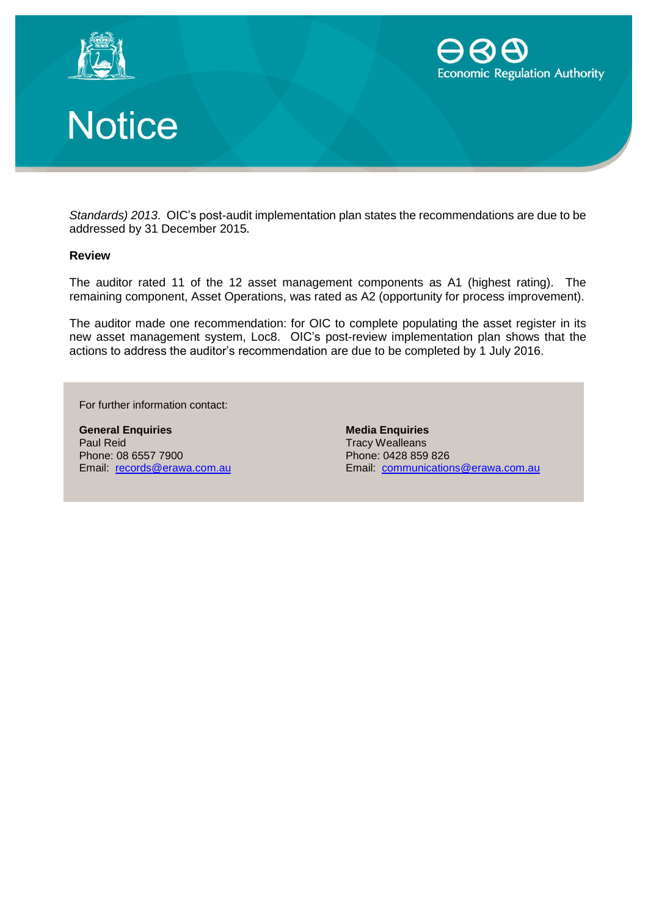*Standards) 2013*. OIC's post-audit implementation plan states the recommendations are due to be addressed by 31 December 2015.

**Review**

The auditor rated 11 of the 12 asset management components as A1 (highest rating). The remaining component, Asset Operations, was rated as A2 (opportunity for process improvement).

The auditor made one recommendation: for OIC to complete populating the asset register in its new asset management system, Loc8. OIC's post-review implementation plan shows that the actions to address the auditor's recommendation are due to be completed by 1 July 2016.

For further information contact:

**General Enquiries**
Paul Reid
Phone: 08 6557 7900
Email: records@erawa.com.au

**Media Enquiries**
Tracy Wealleans
Phone: 0428 859 826
Email: communications@erawa.com.au